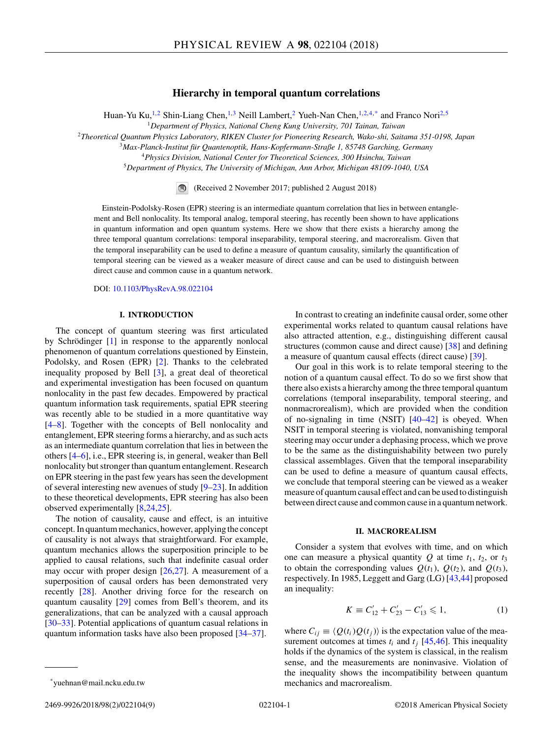# Hierarchy in temporal quantum correlations

Huan-Yu Ku,[1,2] Shin-Liang Chen,[1,3] Neill Lambert,[2] Yueh-Nan Chen,[1,2,4,*] and Franco Nori[2,5]

[1]*Department of Physics, National Cheng Kung University, 701 Tainan, Taiwan*
[2]*Theoretical Quantum Physics Laboratory, RIKEN Cluster for Pioneering Research, Wako-shi, Saitama 351-0198, Japan*
[3]*Max-Planck-Institut für Quantenoptik, Hans-Kopfermann-Straße 1, 85748 Garching, Germany*
[4]*Physics Division, National Center for Theoretical Sciences, 300 Hsinchu, Taiwan*
[5]*Department of Physics, The University of Michigan, Ann Arbor, Michigan 48109-1040, USA*

(Received 2 November 2017; published 2 August 2018)

Einstein-Podolsky-Rosen (EPR) steering is an intermediate quantum correlation that lies in between entanglement and Bell nonlocality. Its temporal analog, temporal steering, has recently been shown to have applications in quantum information and open quantum systems. Here we show that there exists a hierarchy among the three temporal quantum correlations: temporal inseparability, temporal steering, and macrorealism. Given that the temporal inseparability can be used to define a measure of quantum causality, similarly the quantification of temporal steering can be viewed as a weaker measure of direct cause and can be used to distinguish between direct cause and common cause in a quantum network.

DOI: 10.1103/PhysRevA.98.022104

## I. INTRODUCTION

The concept of quantum steering was first articulated by Schrödinger [1] in response to the apparently nonlocal phenomenon of quantum correlations questioned by Einstein, Podolsky, and Rosen (EPR) [2]. Thanks to the celebrated inequality proposed by Bell [3], a great deal of theoretical and experimental investigation has been focused on quantum nonlocality in the past few decades. Empowered by practical quantum information task requirements, spatial EPR steering was recently able to be studied in a more quantitative way [4–8]. Together with the concepts of Bell nonlocality and entanglement, EPR steering forms a hierarchy, and as such acts as an intermediate quantum correlation that lies in between the others [4–6], i.e., EPR steering is, in general, weaker than Bell nonlocality but stronger than quantum entanglement. Research on EPR steering in the past few years has seen the development of several interesting new avenues of study [9–23]. In addition to these theoretical developments, EPR steering has also been observed experimentally [8,24,25].

The notion of causality, cause and effect, is an intuitive concept. In quantum mechanics, however, applying the concept of causality is not always that straightforward. For example, quantum mechanics allows the superposition principle to be applied to causal relations, such that indefinite causal order may occur with proper design [26,27]. A measurement of a superposition of causal orders has been demonstrated very recently [28]. Another driving force for the research on quantum causality [29] comes from Bell's theorem, and its generalizations, that can be analyzed with a causal approach [30–33]. Potential applications of quantum causal relations in quantum information tasks have also been proposed [34–37].

In contrast to creating an indefinite causal order, some other experimental works related to quantum causal relations have also attracted attention, e.g., distinguishing different causal structures (common cause and direct cause) [38] and defining a measure of quantum causal effects (direct cause) [39].

Our goal in this work is to relate temporal steering to the notion of a quantum causal effect. To do so we first show that there also exists a hierarchy among the three temporal quantum correlations (temporal inseparability, temporal steering, and nonmacrorealism), which are provided when the condition of no-signaling in time (NSIT) [40–42] is obeyed. When NSIT in temporal steering is violated, nonvanishing temporal steering may occur under a dephasing process, which we prove to be the same as the distinguishability between two purely classical assemblages. Given that the temporal inseparability can be used to define a measure of quantum causal effects, we conclude that temporal steering can be viewed as a weaker measure of quantum causal effect and can be used to distinguish between direct cause and common cause in a quantum network.

## II. MACROREALISM

Consider a system that evolves with time, and on which one can measure a physical quantity $Q$ at time $t_1$, $t_2$, or $t_3$ to obtain the corresponding values $Q(t_1)$, $Q(t_2)$, and $Q(t_3)$, respectively. In 1985, Leggett and Garg (LG) [43,44] proposed an inequality:

$$K \equiv C'_{12} + C'_{23} - C'_{13} \leqslant 1, \tag{1}$$

where $C_{ij} \equiv \langle Q(t_i)Q(t_j)\rangle$ is the expectation value of the measurement outcomes at times $t_i$ and $t_j$ [45,46]. This inequality holds if the dynamics of the system is classical, in the realism sense, and the measurements are noninvasive. Violation of the inequality shows the incompatibility between quantum mechanics and macrorealism.

*yuehnan@mail.ncku.edu.tw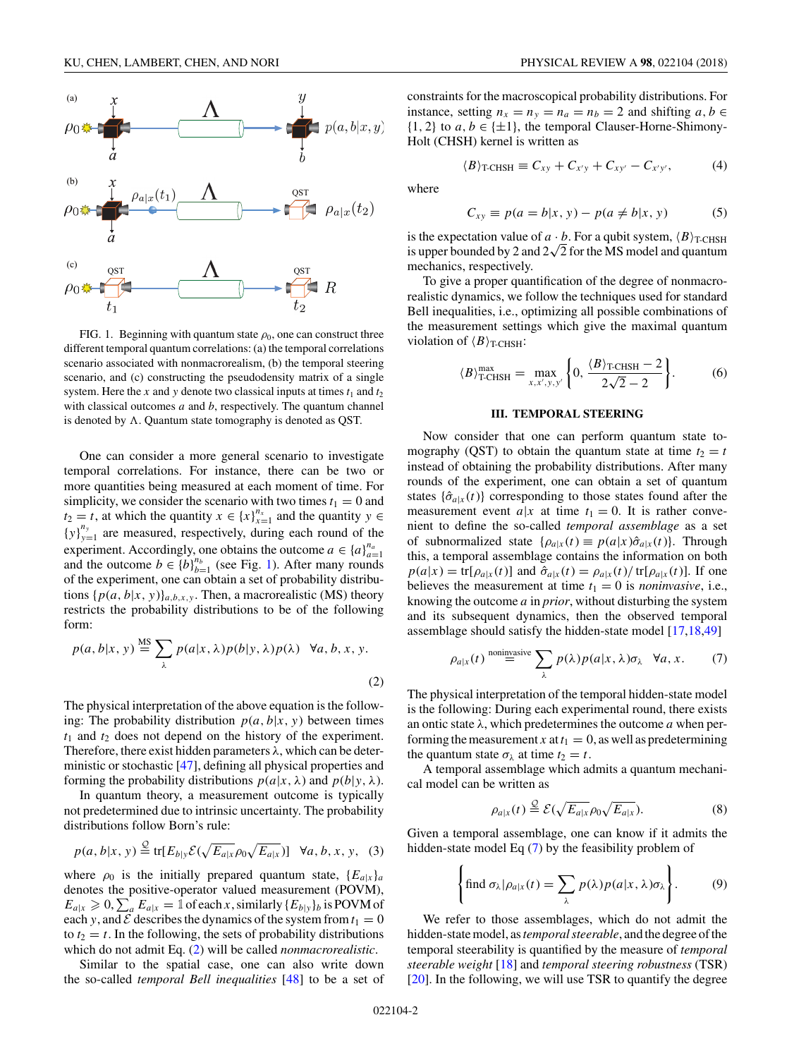FIG. 1. Beginning with quantum state $\rho_0$, one can construct three different temporal quantum correlations: (a) the temporal correlations scenario associated with nonmacrorealism, (b) the temporal steering scenario, and (c) constructing the pseudodensity matrix of a single system. Here the $x$ and $y$ denote two classical inputs at times $t_1$ and $t_2$ with classical outcomes $a$ and $b$, respectively. The quantum channel is denoted by $\Lambda$. Quantum state tomography is denoted as QST.

One can consider a more general scenario to investigate temporal correlations. For instance, there can be two or more quantities being measured at each moment of time. For simplicity, we consider the scenario with two times $t_1 = 0$ and $t_2 = t$, at which the quantity $x \in \{x\}_{x=1}^{n_x}$ and the quantity $y \in \{y\}_{y=1}^{n_y}$ are measured, respectively, during each round of the experiment. Accordingly, one obtains the outcome $a \in \{a\}_{a=1}^{n_a}$ and the outcome $b \in \{b\}_{b=1}^{n_b}$ (see Fig. 1). After many rounds of the experiment, one can obtain a set of probability distributions $\{p(a,b|x,y)\}_{a,b,x,y}$. Then, a macrorealistic (MS) theory restricts the probability distributions to be of the following form:

$$p(a,b|x,y) \overset{\text{MS}}{=} \sum_{\lambda} p(a|x,\lambda)p(b|y,\lambda)p(\lambda) \quad \forall a,b,x,y. \tag{2}$$

The physical interpretation of the above equation is the following: The probability distribution $p(a,b|x,y)$ between times $t_1$ and $t_2$ does not depend on the history of the experiment. Therefore, there exist hidden parameters $\lambda$, which can be deterministic or stochastic [47], defining all physical properties and forming the probability distributions $p(a|x,\lambda)$ and $p(b|y,\lambda)$.

In quantum theory, a measurement outcome is typically not predetermined due to intrinsic uncertainty. The probability distributions follow Born's rule:

$$p(a,b|x,y) \overset{\mathcal{Q}}{=} \text{tr}[E_{b|y}\mathcal{E}(\sqrt{E_{a|x}}\rho_0\sqrt{E_{a|x}})] \quad \forall a,b,x,y, \tag{3}$$

where $\rho_0$ is the initially prepared quantum state, $\{E_{a|x}\}_a$ denotes the positive-operator valued measurement (POVM), $E_{a|x} \geqslant 0, \sum_a E_{a|x} = \mathbb{1}$ of each $x$, similarly $\{E_{b|y}\}_b$ is POVM of each $y$, and $\mathcal{E}$ describes the dynamics of the system from $t_1 = 0$ to $t_2 = t$. In the following, the sets of probability distributions which do not admit Eq. (2) will be called *nonmacrorealistic*.

Similar to the spatial case, one can also write down the so-called *temporal Bell inequalities* [48] to be a set of constraints for the macroscopical probability distributions. For instance, setting $n_x = n_y = n_a = n_b = 2$ and shifting $a,b \in \{1,2\}$ to $a,b \in \{\pm 1\}$, the temporal Clauser-Horne-Shimony-Holt (CHSH) kernel is written as

$$\langle B \rangle_{\text{T-CHSH}} \equiv C_{xy} + C_{x'y} + C_{xy'} - C_{x'y'}, \tag{4}$$

where

$$C_{xy} \equiv p(a = b|x,y) - p(a \neq b|x,y) \tag{5}$$

is the expectation value of $a \cdot b$. For a qubit system, $\langle B \rangle_{\text{T-CHSH}}$ is upper bounded by 2 and $2\sqrt{2}$ for the MS model and quantum mechanics, respectively.

To give a proper quantification of the degree of nonmacrorealistic dynamics, we follow the techniques used for standard Bell inequalities, i.e., optimizing all possible combinations of the measurement settings which give the maximal quantum violation of $\langle B \rangle_{\text{T-CHSH}}$:

$$\langle B \rangle_{\text{T-CHSH}}^{\max} = \max_{x,x',y,y'} \left\{0, \frac{\langle B \rangle_{\text{T-CHSH}} - 2}{2\sqrt{2} - 2}\right\}. \tag{6}$$

## III. TEMPORAL STEERING

Now consider that one can perform quantum state tomography (QST) to obtain the quantum state at time $t_2 = t$ instead of obtaining the probability distributions. After many rounds of the experiment, one can obtain a set of quantum states $\{\hat{\sigma}_{a|x}(t)\}$ corresponding to those states found after the measurement event $a|x$ at time $t_1 = 0$. It is rather convenient to define the so-called *temporal assemblage* as a set of subnormalized state $\{\rho_{a|x}(t) \equiv p(a|x)\hat{\sigma}_{a|x}(t)\}$. Through this, a temporal assemblage contains the information on both $p(a|x) = \text{tr}[\rho_{a|x}(t)]$ and $\hat{\sigma}_{a|x}(t) = \rho_{a|x}(t)/\text{tr}[\rho_{a|x}(t)]$. If one believes the measurement at time $t_1 = 0$ is *noninvasive*, i.e., knowing the outcome $a$ in *prior*, without disturbing the system and its subsequent dynamics, then the observed temporal assemblage should satisfy the hidden-state model [17,18,49]

$$\rho_{a|x}(t) \overset{\text{noninvasive}}{=} \sum_{\lambda} p(\lambda)p(a|x,\lambda)\sigma_{\lambda} \quad \forall a,x. \tag{7}$$

The physical interpretation of the temporal hidden-state model is the following: During each experimental round, there exists an ontic state $\lambda$, which predetermines the outcome $a$ when performing the measurement $x$ at $t_1 = 0$, as well as predetermining the quantum state $\sigma_\lambda$ at time $t_2 = t$.

A temporal assemblage which admits a quantum mechanical model can be written as

$$\rho_{a|x}(t) \overset{\mathcal{Q}}{=} \mathcal{E}(\sqrt{E_{a|x}}\rho_0\sqrt{E_{a|x}}). \tag{8}$$

Given a temporal assemblage, one can know if it admits the hidden-state model Eq (7) by the feasibility problem of

$$\left\{\text{find } \sigma_\lambda | \rho_{a|x}(t) = \sum_{\lambda} p(\lambda)p(a|x,\lambda)\sigma_\lambda\right\}. \tag{9}$$

We refer to those assemblages, which do not admit the hidden-state model, as *temporal steerable*, and the degree of the temporal steerability is quantified by the measure of *temporal steerable weight* [18] and *temporal steering robustness* (TSR) [20]. In the following, we will use TSR to quantify the degree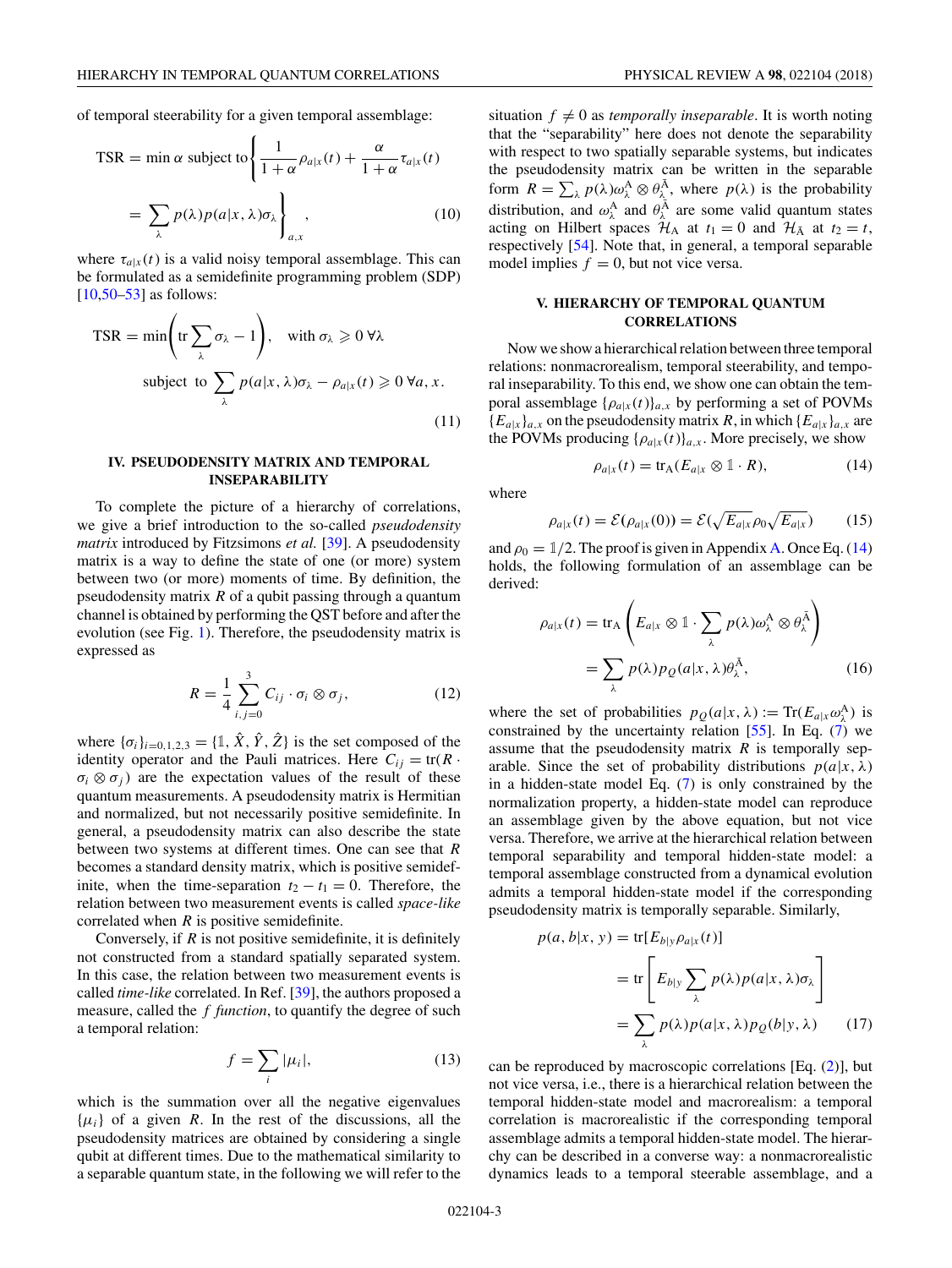of temporal steerability for a given temporal assemblage:

$$\text{TSR} = \min \alpha \text{ subject to} \left\{ \frac{1}{1+\alpha}\rho_{a|x}(t) + \frac{\alpha}{1+\alpha}\tau_{a|x}(t) = \sum_{\lambda} p(\lambda)p(a|x,\lambda)\sigma_{\lambda} \right\}_{a,x}, \tag{10}$$

where $\tau_{a|x}(t)$ is a valid noisy temporal assemblage. This can be formulated as a semidefinite programming problem (SDP) [10,50–53] as follows:

$$\text{TSR} = \min\left(\text{tr}\sum_{\lambda}\sigma_{\lambda} - 1\right), \quad \text{with } \sigma_{\lambda} \geqslant 0 \ \forall \lambda$$

$$\text{subject to } \sum_{\lambda} p(a|x,\lambda)\sigma_{\lambda} - \rho_{a|x}(t) \geqslant 0 \ \forall a, x. \tag{11}$$

## IV. PSEUDODENSITY MATRIX AND TEMPORAL INSEPARABILITY

To complete the picture of a hierarchy of correlations, we give a brief introduction to the so-called *pseudodensity matrix* introduced by Fitzsimons *et al.* [39]. A pseudodensity matrix is a way to define the state of one (or more) system between two (or more) moments of time. By definition, the pseudodensity matrix $R$ of a qubit passing through a quantum channel is obtained by performing the QST before and after the evolution (see Fig. 1). Therefore, the pseudodensity matrix is expressed as

$$R = \frac{1}{4}\sum_{i,j=0}^{3} C_{ij} \cdot \sigma_i \otimes \sigma_j, \tag{12}$$

where $\{\sigma_i\}_{i=0,1,2,3} = \{\mathbb{1}, \hat{X}, \hat{Y}, \hat{Z}\}$ is the set composed of the identity operator and the Pauli matrices. Here $C_{ij} = \text{tr}(R \cdot \sigma_i \otimes \sigma_j)$ are the expectation values of the result of these quantum measurements. A pseudodensity matrix is Hermitian and normalized, but not necessarily positive semidefinite. In general, a pseudodensity matrix can also describe the state between two systems at different times. One can see that $R$ becomes a standard density matrix, which is positive semidefinite, when the time-separation $t_2 - t_1 = 0$. Therefore, the relation between two measurement events is called *space-like* correlated when $R$ is positive semidefinite.

Conversely, if $R$ is not positive semidefinite, it is definitely not constructed from a standard spatially separated system. In this case, the relation between two measurement events is called *time-like* correlated. In Ref. [39], the authors proposed a measure, called the *f function*, to quantify the degree of such a temporal relation:

$$f = \sum_i |\mu_i|, \tag{13}$$

which is the summation over all the negative eigenvalues $\{\mu_i\}$ of a given $R$. In the rest of the discussions, all the pseudodensity matrices are obtained by considering a single qubit at different times. Due to the mathematical similarity to a separable quantum state, in the following we will refer to the situation $f \neq 0$ as *temporally inseparable*. It is worth noting that the "separability" here does not denote the separability with respect to two spatially separable systems, but indicates the pseudodensity matrix can be written in the temporal separable form $R = \sum_{\lambda} p(\lambda)\omega_{\lambda}^{\text{A}} \otimes \theta_{\lambda}^{\tilde{\text{A}}}$, where $p(\lambda)$ is the probability distribution, and $\omega_{\lambda}^{\text{A}}$ and $\theta_{\lambda}^{\tilde{\text{A}}}$ are some valid quantum states acting on Hilbert spaces $\mathcal{H}_{\text{A}}$ at $t_1 = 0$ and $\mathcal{H}_{\tilde{\text{A}}}$ at $t_2 = t$, respectively [54]. Note that, in general, a temporal separable model implies $f = 0$, but not vice versa.

## V. HIERARCHY OF TEMPORAL QUANTUM CORRELATIONS

Now we show a hierarchical relation between three temporal relations: nonmacrorealism, temporal steerability, and temporal inseparability. To this end, we show one can obtain the temporal assemblage $\{\rho_{a|x}(t)\}_{a,x}$ by performing a set of POVMs $\{E_{a|x}\}_{a,x}$ on the pseudodensity matrix $R$, in which $\{E_{a|x}\}_{a,x}$ are the POVMs producing $\{\rho_{a|x}(t)\}_{a,x}$. More precisely, we show

$$\rho_{a|x}(t) = \text{tr}_{\text{A}}(E_{a|x} \otimes \mathbb{1} \cdot R), \tag{14}$$

where

$$\rho_{a|x}(t) = \mathcal{E}(\rho_{a|x}(0)) = \mathcal{E}(\sqrt{E_{a|x}}\rho_0\sqrt{E_{a|x}}) \tag{15}$$

and $\rho_0 = \mathbb{1}/2$. The proof is given in Appendix A. Once Eq. (14) holds, the following formulation of an assemblage can be derived:

$$\rho_{a|x}(t) = \text{tr}_{\text{A}}\left(E_{a|x} \otimes \mathbb{1} \cdot \sum_{\lambda} p(\lambda)\omega_{\lambda}^{\text{A}} \otimes \theta_{\lambda}^{\tilde{\text{A}}}\right)$$

$$= \sum_{\lambda} p(\lambda)p_Q(a|x,\lambda)\theta_{\lambda}^{\tilde{\text{A}}}, \tag{16}$$

where the set of probabilities $p_Q(a|x,\lambda) := \text{Tr}(E_{a|x}\omega_{\lambda}^{\text{A}})$ is constrained by the uncertainty relation [55]. In Eq. (7) we assume that the pseudodensity matrix $R$ is temporally separable. Since the set of probability distributions $p(a|x,\lambda)$ in a hidden-state model Eq. (7) is only constrained by the normalization property, a hidden-state model can reproduce an assemblage given by the above equation, but not vice versa. Therefore, we arrive at the hierarchical relation between temporal separability and temporal hidden-state model: a temporal assemblage constructed from a dynamical evolution admits a temporal hidden-state model if the corresponding pseudodensity matrix is temporally separable. Similarly,

$$p(a,b|x,y) = \text{tr}[E_{b|y}\rho_{a|x}(t)]$$

$$= \text{tr}\left[E_{b|y}\sum_{\lambda} p(\lambda)p(a|x,\lambda)\sigma_{\lambda}\right]$$

$$= \sum_{\lambda} p(\lambda)p(a|x,\lambda)p_Q(b|y,\lambda) \tag{17}$$

can be reproduced by macroscopic correlations [Eq. (2)], but not vice versa, i.e., there is a hierarchical relation between the temporal hidden-state model and macrorealism: a temporal correlation is macrorealistic if the corresponding temporal assemblage admits a temporal hidden-state model. The hierarchy can be described in a converse way: a nonmacrorealistic dynamics leads to a temporal steerable assemblage, and a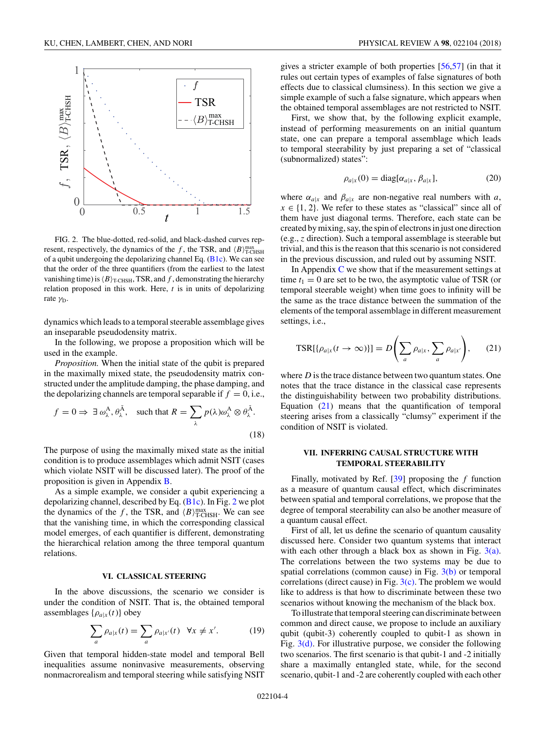FIG. 2. The blue-dotted, red-solid, and black-dashed curves represent, respectively, the dynamics of the $f$, the TSR, and $\langle B \rangle^{\max}_{\text{T-CHSH}}$ of a qubit undergoing the depolarizing channel Eq. (B1c). We can see that the order of the three quantifiers (from the earliest to the latest vanishing time) is $\langle B \rangle_{\text{T-CHSH}}$, TSR, and $f$, demonstrating the hierarchy relation proposed in this work. Here, $t$ is in units of depolarizing rate $\gamma_{\text{D}}$.

dynamics which leads to a temporal steerable assemblage gives an inseparable pseudodensity matrix.

In the following, we propose a proposition which will be used in the example.

*Proposition.* When the initial state of the qubit is prepared in the maximally mixed state, the pseudodensity matrix constructed under the amplitude damping, the phase damping, and the depolarizing channels are temporal separable if $f = 0$, i.e.,

$$f = 0 \Rightarrow \exists\, \omega^{\text{A}}_{\lambda}, \theta^{\bar{\text{A}}}_{\lambda}, \quad \text{such that } R = \sum_{\lambda} p(\lambda) \omega^{\text{A}}_{\lambda} \otimes \theta^{\bar{\text{A}}}_{\lambda}. \tag{18}$$

The purpose of using the maximally mixed state as the initial condition is to produce assemblages which admit NSIT (cases which violate NSIT will be discussed later). The proof of the proposition is given in Appendix B.

As a simple example, we consider a qubit experiencing a depolarizing channel, described by Eq. (B1c). In Fig. 2 we plot the dynamics of the $f$, the TSR, and $\langle B \rangle^{\max}_{\text{T-CHSH}}$. We can see that the vanishing time, in which the corresponding classical model emerges, of each quantifier is different, demonstrating the hierarchical relation among the three temporal quantum relations.

## VI. CLASSICAL STEERING

In the above discussions, the scenario we consider is under the condition of NSIT. That is, the obtained temporal assemblages $\{\rho_{a|x}(t)\}$ obey

$$\sum_{a} \rho_{a|x}(t) = \sum_{a} \rho_{a|x'}(t) \quad \forall x \neq x'. \tag{19}$$

Given that temporal hidden-state model and temporal Bell inequalities assume noninvasive measurements, observing nonmacrorealism and temporal steering while satisfying NSIT gives a stricter example of both properties [56,57] (in that it rules out certain types of examples of false signatures of both effects due to classical clumsiness). In this section we give a simple example of such a false signature, which appears when the obtained temporal assemblages are not restricted to NSIT.

First, we show that, by the following explicit example, instead of performing measurements on an initial quantum state, one can prepare a temporal assemblage which leads to temporal steerability by just preparing a set of "classical (subnormalized) states":

$$\rho_{a|x}(0) = \text{diag}[\alpha_{a|x}, \beta_{a|x}], \tag{20}$$

where $\alpha_{a|x}$ and $\beta_{a|x}$ are non-negative real numbers with $a, x \in \{1, 2\}$. We refer to these states as "classical" since all of them have just diagonal terms. Therefore, each state can be created by mixing, say, the spin of electrons in just one direction (e.g., $z$ direction). Such a temporal assemblage is steerable but trivial, and this is the reason that this scenario is not considered in the previous discussion, and ruled out by assuming NSIT.

In Appendix C we show that if the measurement settings at time $t_1 = 0$ are set to be two, the asymptotic value of TSR (or temporal steerable weight) when time goes to infinity will be the same as the trace distance between the summation of the elements of the temporal assemblage in different measurement settings, i.e.,

$$\text{TSR}[\{\rho_{a|x}(t \to \infty)\}] = D\left(\sum_{a} \rho_{a|x}, \sum_{a} \rho_{a|x'}\right), \tag{21}$$

where $D$ is the trace distance between two quantum states. One notes that the trace distance in the classical case represents the distinguishability between two probability distributions. Equation (21) means that the quantification of temporal steering arises from a classically "clumsy" experiment if the condition of NSIT is violated.

## VII. INFERRING CAUSAL STRUCTURE WITH TEMPORAL STEERABILITY

Finally, motivated by Ref. [39] proposing the $f$ function as a measure of quantum causal effect, which discriminates between spatial and temporal correlations, we propose that the degree of temporal steerability can also be another measure of a quantum causal effect.

First of all, let us define the scenario of quantum causality discussed here. Consider two quantum systems that interact with each other through a black box as shown in Fig. 3(a). The correlations between the two systems may be due to spatial correlations (common cause) in Fig. 3(b) or temporal correlations (direct cause) in Fig. 3(c). The problem we would like to address is that how to discriminate between these two scenarios without knowing the mechanism of the black box.

To illustrate that temporal steering can discriminate between common and direct cause, we propose to include an auxiliary qubit (qubit-3) coherently coupled to qubit-1 as shown in Fig. 3(d). For illustrative purpose, we consider the following two scenarios. The first scenario is that qubit-1 and -2 initially share a maximally entangled state, while, for the second scenario, qubit-1 and -2 are coherently coupled with each other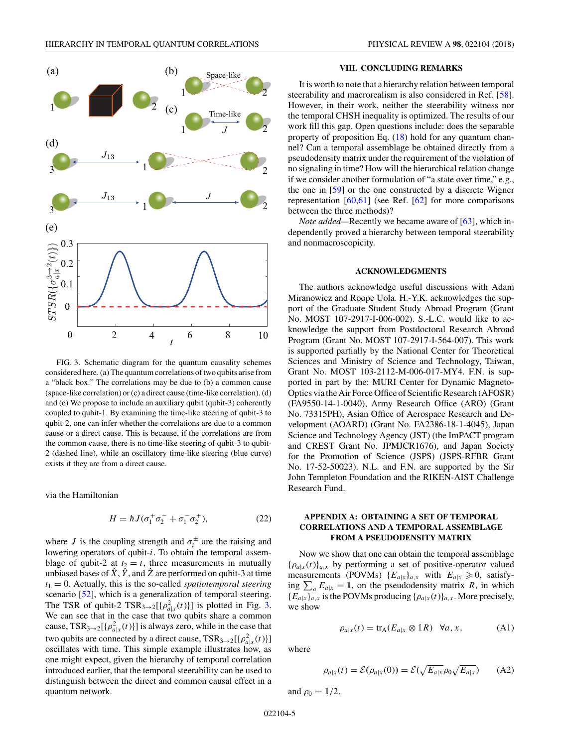FIG. 3. Schematic diagram for the quantum causality schemes considered here. (a) The quantum correlations of two qubits arise from a "black box." The correlations may be due to (b) a common cause (space-like correlation) or (c) a direct cause (time-like correlation). (d) and (e) We propose to include an auxiliary qubit (qubit-3) coherently coupled to qubit-1. By examining the time-like steering of qubit-3 to qubit-2, one can infer whether the correlations are due to a common cause or a direct cause. This is because, if the correlations are from the common cause, there is no time-like steering of qubit-3 to qubit-2 (dashed line), while an oscillatory time-like steering (blue curve) exists if they are from a direct cause.

via the Hamiltonian

$$H = \hbar J(\sigma_1^+\sigma_2^- + \sigma_1^-\sigma_2^+), \tag{22}$$

where $J$ is the coupling strength and $\sigma_i^{\pm}$ are the raising and lowering operators of qubit-$i$. To obtain the temporal assemblage of qubit-2 at $t_2 = t$, three measurements in mutually unbiased bases of $\hat{X}$, $\hat{Y}$, and $\hat{Z}$ are performed on qubit-3 at time $t_1 = 0$. Actually, this is the so-called *spatiotemporal steering* scenario [52], which is a generalization of temporal steering. The TSR of qubit-2 $\text{TSR}_{3\to2}[\{\rho^2_{a|x}(t)\}]$ is plotted in Fig. 3. We can see that in the case that two qubits share a common cause, $\text{TSR}_{3\to2}[\{\rho^2_{a|x}(t)\}]$ is always zero, while in the case that two qubits are connected by a direct cause, $\text{TSR}_{3\to2}[\{\rho^2_{a|x}(t)\}]$ oscillates with time. This simple example illustrates how, as one might expect, given the hierarchy of temporal correlation introduced earlier, that the temporal steerability can be used to distinguish between the direct and common causal effect in a quantum network.

## VIII. CONCLUDING REMARKS

It is worth to note that a hierarchy relation between temporal steerability and macrorealism is also considered in Ref. [58]. However, in their work, neither the steerability witness nor the temporal CHSH inequality is optimized. The results of our work fill this gap. Open questions include: does the separable property of proposition Eq. (18) hold for any quantum channel? Can a temporal assemblage be obtained directly from a pseudodensity matrix under the requirement of the violation of no signaling in time? How will the hierarchical relation change if we consider another formulation of "a state over time," e.g., the one in [59] or the one constructed by a discrete Wigner representation [60,61] (see Ref. [62] for more comparisons between the three methods)?

*Note added*—Recently we became aware of [63], which independently proved a hierarchy between temporal steerability and nonmacroscopicity.

## ACKNOWLEDGMENTS

The authors acknowledge useful discussions with Adam Miranowicz and Roope Uola. H.-Y.K. acknowledges the support of the Graduate Student Study Abroad Program (Grant No. MOST 107-2917-I-006-002). S.-L.C. would like to acknowledge the support from Postdoctoral Research Abroad Program (Grant No. MOST 107-2917-I-564-007). This work is supported partially by the National Center for Theoretical Sciences and Ministry of Science and Technology, Taiwan, Grant No. MOST 103-2112-M-006-017-MY4. F.N. is supported in part by the: MURI Center for Dynamic Magneto-Optics via the Air Force Office of Scientific Research (AFOSR) (FA9550-14-1-0040), Army Research Office (ARO) (Grant No. 73315PH), Asian Office of Aerospace Research and Development (AOARD) (Grant No. FA2386-18-1-4045), Japan Science and Technology Agency (JST) (the ImPACT program and CREST Grant No. JPMJCR1676), and Japan Society for the Promotion of Science (JSPS) (JSPS-RFBR Grant No. 17-52-50023). N.L. and F.N. are supported by the Sir John Templeton Foundation and the RIKEN-AIST Challenge Research Fund.

## APPENDIX A: OBTAINING A SET OF TEMPORAL CORRELATIONS AND A TEMPORAL ASSEMBLAGE FROM A PSEUDODENSITY MATRIX

Now we show that one can obtain the temporal assemblage $\{\rho_{a|x}(t)\}_{a,x}$ by performing a set of positive-operator valued measurements (POVMs) $\{E_{a|x}\}_{a,x}$ with $E_{a|x} \geqslant 0$, satisfying $\sum_a E_{a|x} = \mathbb{1}$, on the pseudodensity matrix $R$, in which $\{E_{a|x}\}_{a,x}$ is the POVMs producing $\{\rho_{a|x}(t)\}_{a,x}$. More precisely, we show

$$\rho_{a|x}(t) = \text{tr}_A(E_{a|x} \otimes \mathbb{1}R) \quad \forall a, x, \tag{A1}$$

where

$$\rho_{a|x}(t) = \mathcal{E}(\rho_{a|x}(0)) = \mathcal{E}(\sqrt{E_{a|x}}\rho_0\sqrt{E_{a|x}}) \tag{A2}$$

and $\rho_0 = \mathbb{1}/2$.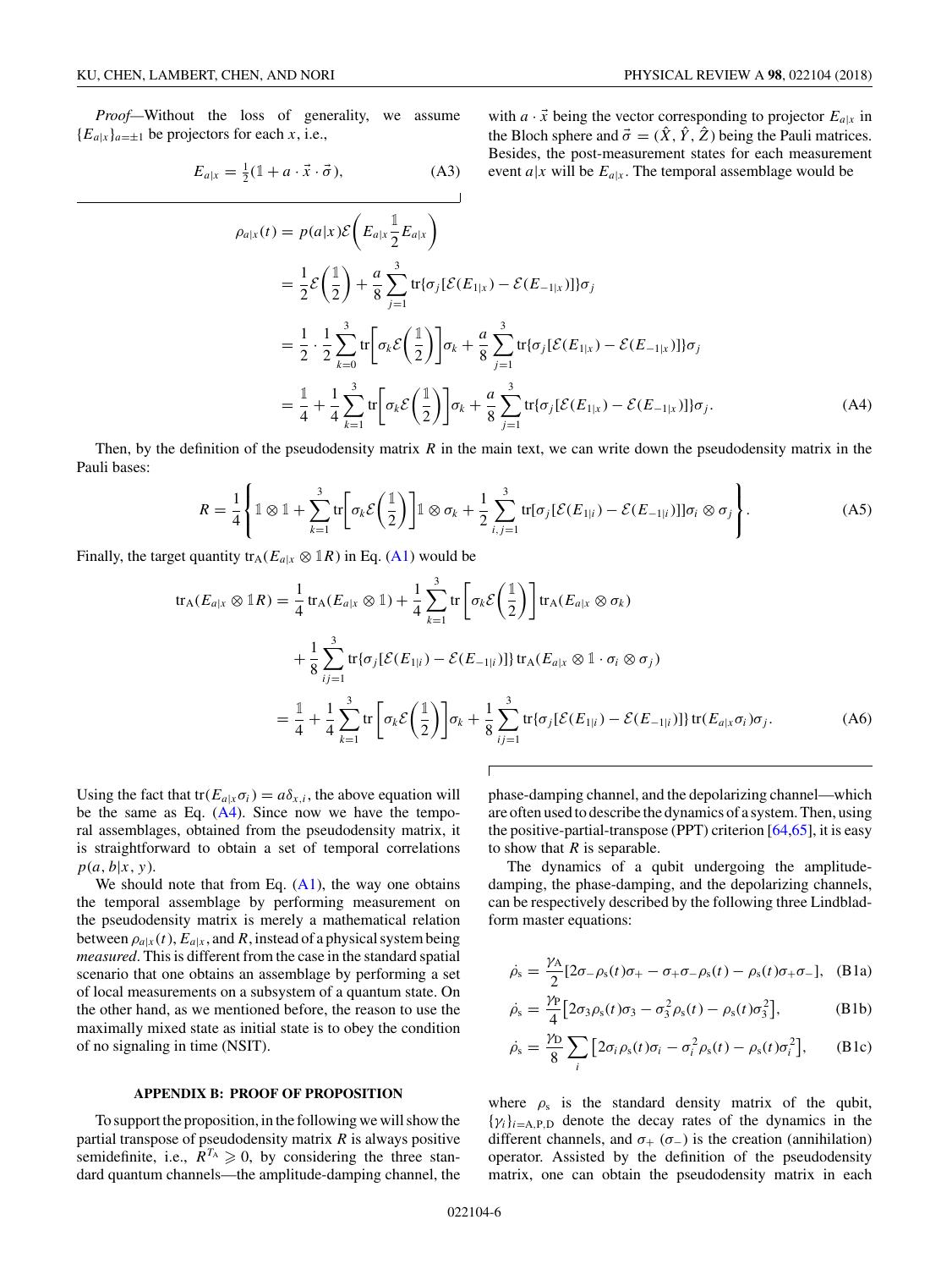*Proof*—Without the loss of generality, we assume $\{E_{a|x}\}_{a=\pm 1}$ be projectors for each $x$, i.e.,

$$E_{a|x} = \frac{1}{2}(\mathbb{1} + a \cdot \vec{x} \cdot \vec{\sigma}), \tag{A3}$$

with $a \cdot \vec{x}$ being the vector corresponding to projector $E_{a|x}$ in the Bloch sphere and $\vec{\sigma} = (\hat{X}, \hat{Y}, \hat{Z})$ being the Pauli matrices. Besides, the post-measurement states for each measurement event $a|x$ will be $E_{a|x}$. The temporal assemblage would be

$$\begin{aligned}
\rho_{a|x}(t) &= p(a|x)\mathcal{E}\left(E_{a|x}\frac{\mathbb{1}}{2}E_{a|x}\right) \\
&= \frac{1}{2}\mathcal{E}\left(\frac{\mathbb{1}}{2}\right) + \frac{a}{8}\sum_{j=1}^{3}\mathrm{tr}\{\sigma_j[\mathcal{E}(E_{1|x}) - \mathcal{E}(E_{-1|x})]\}\sigma_j \\
&= \frac{1}{2}\cdot\frac{1}{2}\sum_{k=0}^{3}\mathrm{tr}\left[\sigma_k\mathcal{E}\left(\frac{\mathbb{1}}{2}\right)\right]\sigma_k + \frac{a}{8}\sum_{j=1}^{3}\mathrm{tr}\{\sigma_j[\mathcal{E}(E_{1|x}) - \mathcal{E}(E_{-1|x})]\}\sigma_j \\
&= \frac{\mathbb{1}}{4} + \frac{1}{4}\sum_{k=1}^{3}\mathrm{tr}\left[\sigma_k\mathcal{E}\left(\frac{\mathbb{1}}{2}\right)\right]\sigma_k + \frac{a}{8}\sum_{j=1}^{3}\mathrm{tr}\{\sigma_j[\mathcal{E}(E_{1|x}) - \mathcal{E}(E_{-1|x})]\}\sigma_j.
\end{aligned} \tag{A4}$$

Then, by the definition of the pseudodensity matrix $R$ in the main text, we can write down the pseudodensity matrix in the Pauli bases:

$$R = \frac{1}{4}\left\{\mathbb{1}\otimes\mathbb{1} + \sum_{k=1}^{3}\mathrm{tr}\left[\sigma_k\mathcal{E}\left(\frac{\mathbb{1}}{2}\right)\right]\mathbb{1}\otimes\sigma_k + \frac{1}{2}\sum_{i,j=1}^{3}\mathrm{tr}[\sigma_j[\mathcal{E}(E_{1|i}) - \mathcal{E}(E_{-1|i})]]\sigma_i\otimes\sigma_j\right\}. \tag{A5}$$

Finally, the target quantity $\mathrm{tr}_{\mathrm{A}}(E_{a|x}\otimes\mathbb{1}R)$ in Eq. (A1) would be

$$\begin{aligned}
\mathrm{tr}_{\mathrm{A}}(E_{a|x}\otimes\mathbb{1}R) &= \frac{1}{4}\mathrm{tr}_{\mathrm{A}}(E_{a|x}\otimes\mathbb{1}) + \frac{1}{4}\sum_{k=1}^{3}\mathrm{tr}\left[\sigma_k\mathcal{E}\left(\frac{\mathbb{1}}{2}\right)\right]\mathrm{tr}_{\mathrm{A}}(E_{a|x}\otimes\sigma_k) \\
&\quad + \frac{1}{8}\sum_{ij=1}^{3}\mathrm{tr}\{\sigma_j[\mathcal{E}(E_{1|i}) - \mathcal{E}(E_{-1|i})]\}\,\mathrm{tr}_{\mathrm{A}}(E_{a|x}\otimes\mathbb{1}\cdot\sigma_i\otimes\sigma_j) \\
&= \frac{\mathbb{1}}{4} + \frac{1}{4}\sum_{k=1}^{3}\mathrm{tr}\left[\sigma_k\mathcal{E}\left(\frac{\mathbb{1}}{2}\right)\right]\sigma_k + \frac{1}{8}\sum_{ij=1}^{3}\mathrm{tr}\{\sigma_j[\mathcal{E}(E_{1|i}) - \mathcal{E}(E_{-1|i})]\}\,\mathrm{tr}(E_{a|x}\sigma_i)\sigma_j.
\end{aligned} \tag{A6}$$

Using the fact that $\mathrm{tr}(E_{a|x}\sigma_i) = a\delta_{x,i}$, the above equation will be the same as Eq. (A4). Since now we have the temporal assemblages, obtained from the pseudodensity matrix, it is straightforward to obtain a set of temporal correlations $p(a, b|x, y)$.

We should note that from Eq. (A1), the way one obtains the temporal assemblage by performing measurement on the pseudodensity matrix is merely a mathematical relation between $\rho_{a|x}(t)$, $E_{a|x}$, and $R$, instead of a physical system being *measured*. This is different from the case in the standard spatial scenario that one obtains an assemblage by performing a set of local measurements on a subsystem of a quantum state. On the other hand, as we mentioned before, the reason to use the maximally mixed state as initial state is to obey the condition of no signaling in time (NSIT).

## APPENDIX B: PROOF OF PROPOSITION

To support the proposition, in the following we will show the partial transpose of pseudodensity matrix $R$ is always positive semidefinite, i.e., $R^{T_{\mathrm{A}}} \geqslant 0$, by considering the three standard quantum channels—the amplitude-damping channel, the phase-damping channel, and the depolarizing channel—which are often used to describe the dynamics of a system. Then, using the positive-partial-transpose (PPT) criterion [64,65], it is easy to show that $R$ is separable.

The dynamics of a qubit undergoing the amplitude-damping, the phase-damping, and the depolarizing channels, can be respectively described by the following three Lindblad-form master equations:

$$\dot{\rho}_{\mathrm{s}} = \frac{\gamma_{\mathrm{A}}}{2}[2\sigma_-\rho_{\mathrm{s}}(t)\sigma_+ - \sigma_+\sigma_-\rho_{\mathrm{s}}(t) - \rho_{\mathrm{s}}(t)\sigma_+\sigma_-], \tag{B1a}$$

$$\dot{\rho}_{\mathrm{s}} = \frac{\gamma_{\mathrm{P}}}{4}\left[2\sigma_3\rho_{\mathrm{s}}(t)\sigma_3 - \sigma_3^2\rho_{\mathrm{s}}(t) - \rho_{\mathrm{s}}(t)\sigma_3^2\right], \tag{B1b}$$

$$\dot{\rho}_{\mathrm{s}} = \frac{\gamma_{\mathrm{D}}}{8}\sum_i\left[2\sigma_i\rho_{\mathrm{s}}(t)\sigma_i - \sigma_i^2\rho_{\mathrm{s}}(t) - \rho_{\mathrm{s}}(t)\sigma_i^2\right], \tag{B1c}$$

where $\rho_{\mathrm{s}}$ is the standard density matrix of the qubit, $\{\gamma_i\}_{i=\mathrm{A,P,D}}$ denote the decay rates of the dynamics in the different channels, and $\sigma_+$ ($\sigma_-$) is the creation (annihilation) operator. Assisted by the definition of the pseudodensity matrix, one can obtain the pseudodensity matrix in each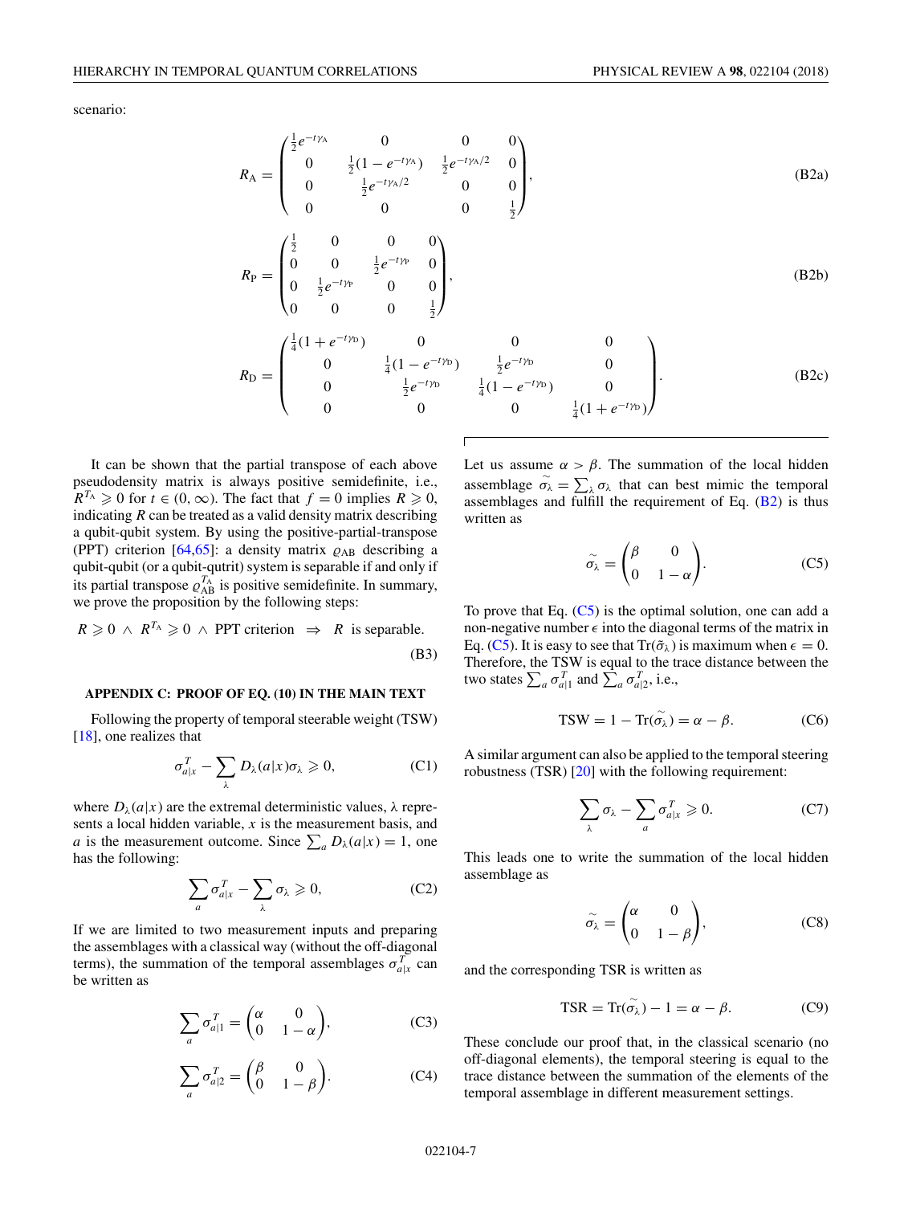scenario:

$$R_{\mathrm{A}} = \begin{pmatrix} \frac{1}{2}e^{-t\gamma_{\mathrm{A}}} & 0 & 0 & 0 \\ 0 & \frac{1}{2}(1-e^{-t\gamma_{\mathrm{A}}}) & \frac{1}{2}e^{-t\gamma_{\mathrm{A}}/2} & 0 \\ 0 & \frac{1}{2}e^{-t\gamma_{\mathrm{A}}/2} & 0 & 0 \\ 0 & 0 & 0 & \frac{1}{2} \end{pmatrix}, \tag{B2a}$$

$$R_{\mathrm{P}} = \begin{pmatrix} \frac{1}{2} & 0 & 0 & 0 \\ 0 & 0 & \frac{1}{2}e^{-t\gamma_{\mathrm{P}}} & 0 \\ 0 & \frac{1}{2}e^{-t\gamma_{\mathrm{P}}} & 0 & 0 \\ 0 & 0 & 0 & \frac{1}{2} \end{pmatrix}, \tag{B2b}$$

$$R_{\mathrm{D}} = \begin{pmatrix} \frac{1}{4}(1+e^{-t\gamma_{\mathrm{D}}}) & 0 & 0 & 0 \\ 0 & \frac{1}{4}(1-e^{-t\gamma_{\mathrm{D}}}) & \frac{1}{2}e^{-t\gamma_{\mathrm{D}}} & 0 \\ 0 & \frac{1}{2}e^{-t\gamma_{\mathrm{D}}} & \frac{1}{4}(1-e^{-t\gamma_{\mathrm{D}}}) & 0 \\ 0 & 0 & 0 & \frac{1}{4}(1+e^{-t\gamma_{\mathrm{D}}}) \end{pmatrix}. \tag{B2c}$$

It can be shown that the partial transpose of each above pseudodensity matrix is always positive semidefinite, i.e., $R^{T_{\mathrm{A}}} \geqslant 0$ for $t \in (0, \infty)$. The fact that $f = 0$ implies $R \geqslant 0$, indicating $R$ can be treated as a valid density matrix describing a qubit-qubit system. By using the positive-partial-transpose (PPT) criterion [64,65]: a density matrix $\varrho_{\mathrm{AB}}$ describing a qubit-qubit (or a qubit-qutrit) system is separable if and only if its partial transpose $\varrho_{\mathrm{AB}}^{T_{\mathrm{A}}}$ is positive semidefinite. In summary, we prove the proposition by the following steps:

$$R \geqslant 0 \ \wedge \ R^{T_{\mathrm{A}}} \geqslant 0 \ \wedge \ \text{PPT criterion} \ \Rightarrow \ R \text{ is separable.} \tag{B3}$$

## APPENDIX C: PROOF OF EQ. (10) IN THE MAIN TEXT

Following the property of temporal steerable weight (TSW) [18], one realizes that

$$\sigma^T_{a|x} - \sum_\lambda D_\lambda(a|x)\sigma_\lambda \geqslant 0, \tag{C1}$$

where $D_\lambda(a|x)$ are the extremal deterministic values, $\lambda$ represents a local hidden variable, $x$ is the measurement basis, and $a$ is the measurement outcome. Since $\sum_a D_\lambda(a|x) = 1$, one has the following:

$$\sum_a \sigma^T_{a|x} - \sum_\lambda \sigma_\lambda \geqslant 0, \tag{C2}$$

If we are limited to two measurement inputs and preparing the assemblages with a classical way (without the off-diagonal terms), the summation of the temporal assemblages $\sigma^T_{a|x}$ can be written as

$$\sum_a \sigma^T_{a|1} = \begin{pmatrix} \alpha & 0 \\ 0 & 1-\alpha \end{pmatrix}, \tag{C3}$$

$$\sum_a \sigma^T_{a|2} = \begin{pmatrix} \beta & 0 \\ 0 & 1-\beta \end{pmatrix}. \tag{C4}$$

Let us assume $\alpha > \beta$. The summation of the local hidden assemblage $\tilde{\sigma_\lambda} = \sum_\lambda \sigma_\lambda$ that can best mimic the temporal assemblages and fulfill the requirement of Eq. (B2) is thus written as

$$\tilde{\sigma_\lambda} = \begin{pmatrix} \beta & 0 \\ 0 & 1-\alpha \end{pmatrix}. \tag{C5}$$

To prove that Eq. (C5) is the optimal solution, one can add a non-negative number $\epsilon$ into the diagonal terms of the matrix in Eq. (C5). It is easy to see that $\mathrm{Tr}(\tilde{\sigma}_\lambda)$ is maximum when $\epsilon = 0$. Therefore, the TSW is equal to the trace distance between the two states $\sum_a \sigma^T_{a|1}$ and $\sum_a \sigma^T_{a|2}$, i.e.,

$$\mathrm{TSW} = 1 - \mathrm{Tr}(\tilde{\sigma_\lambda}) = \alpha - \beta. \tag{C6}$$

A similar argument can also be applied to the temporal steering robustness (TSR) [20] with the following requirement:

$$\sum_\lambda \sigma_\lambda - \sum_a \sigma^T_{a|x} \geqslant 0. \tag{C7}$$

This leads one to write the summation of the local hidden assemblage as

$$\tilde{\sigma_\lambda} = \begin{pmatrix} \alpha & 0 \\ 0 & 1-\beta \end{pmatrix}, \tag{C8}$$

and the corresponding TSR is written as

$$\mathrm{TSR} = \mathrm{Tr}(\tilde{\sigma_\lambda}) - 1 = \alpha - \beta. \tag{C9}$$

These conclude our proof that, in the classical scenario (no off-diagonal elements), the temporal steering is equal to the trace distance between the summation of the elements of the temporal assemblage in different measurement settings.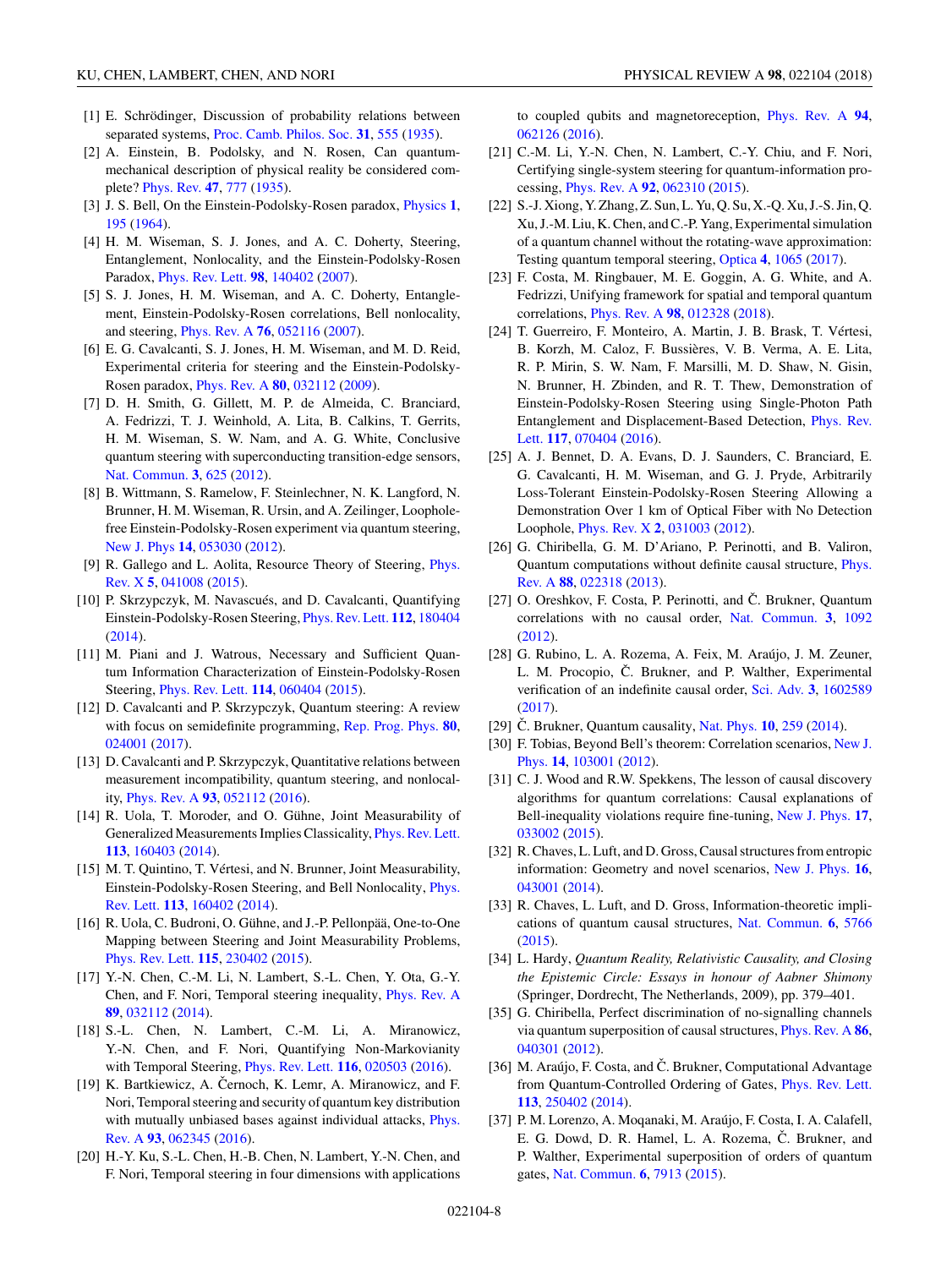[1] E. Schrödinger, Discussion of probability relations between separated systems, Proc. Camb. Philos. Soc. **31**, 555 (1935).

[2] A. Einstein, B. Podolsky, and N. Rosen, Can quantum-mechanical description of physical reality be considered complete? Phys. Rev. **47**, 777 (1935).

[3] J. S. Bell, On the Einstein-Podolsky-Rosen paradox, Physics **1**, 195 (1964).

[4] H. M. Wiseman, S. J. Jones, and A. C. Doherty, Steering, Entanglement, Nonlocality, and the Einstein-Podolsky-Rosen Paradox, Phys. Rev. Lett. **98**, 140402 (2007).

[5] S. J. Jones, H. M. Wiseman, and A. C. Doherty, Entanglement, Einstein-Podolsky-Rosen correlations, Bell nonlocality, and steering, Phys. Rev. A **76**, 052116 (2007).

[6] E. G. Cavalcanti, S. J. Jones, H. M. Wiseman, and M. D. Reid, Experimental criteria for steering and the Einstein-Podolsky-Rosen paradox, Phys. Rev. A **80**, 032112 (2009).

[7] D. H. Smith, G. Gillett, M. P. de Almeida, C. Branciard, A. Fedrizzi, T. J. Weinhold, A. Lita, B. Calkins, T. Gerrits, H. M. Wiseman, S. W. Nam, and A. G. White, Conclusive quantum steering with superconducting transition-edge sensors, Nat. Commun. **3**, 625 (2012).

[8] B. Wittmann, S. Ramelow, F. Steinlechner, N. K. Langford, N. Brunner, H. M. Wiseman, R. Ursin, and A. Zeilinger, Loophole-free Einstein-Podolsky-Rosen experiment via quantum steering, New J. Phys **14**, 053030 (2012).

[9] R. Gallego and L. Aolita, Resource Theory of Steering, Phys. Rev. X **5**, 041008 (2015).

[10] P. Skrzypczyk, M. Navascués, and D. Cavalcanti, Quantifying Einstein-Podolsky-Rosen Steering, Phys. Rev. Lett. **112**, 180404 (2014).

[11] M. Piani and J. Watrous, Necessary and Sufficient Quantum Information Characterization of Einstein-Podolsky-Rosen Steering, Phys. Rev. Lett. **114**, 060404 (2015).

[12] D. Cavalcanti and P. Skrzypczyk, Quantum steering: A review with focus on semidefinite programming, Rep. Prog. Phys. **80**, 024001 (2017).

[13] D. Cavalcanti and P. Skrzypczyk, Quantitative relations between measurement incompatibility, quantum steering, and nonlocality, Phys. Rev. A **93**, 052112 (2016).

[14] R. Uola, T. Moroder, and O. Gühne, Joint Measurability of Generalized Measurements Implies Classicality, Phys. Rev. Lett. **113**, 160403 (2014).

[15] M. T. Quintino, T. Vértesi, and N. Brunner, Joint Measurability, Einstein-Podolsky-Rosen Steering, and Bell Nonlocality, Phys. Rev. Lett. **113**, 160402 (2014).

[16] R. Uola, C. Budroni, O. Gühne, and J.-P. Pellonpää, One-to-One Mapping between Steering and Joint Measurability Problems, Phys. Rev. Lett. **115**, 230402 (2015).

[17] Y.-N. Chen, C.-M. Li, N. Lambert, S.-L. Chen, Y. Ota, G.-Y. Chen, and F. Nori, Temporal steering inequality, Phys. Rev. A **89**, 032112 (2014).

[18] S.-L. Chen, N. Lambert, C.-M. Li, A. Miranowicz, Y.-N. Chen, and F. Nori, Quantifying Non-Markovianity with Temporal Steering, Phys. Rev. Lett. **116**, 020503 (2016).

[19] K. Bartkiewicz, A. Černoch, K. Lemr, A. Miranowicz, and F. Nori, Temporal steering and security of quantum key distribution with mutually unbiased bases against individual attacks, Phys. Rev. A **93**, 062345 (2016).

[20] H.-Y. Ku, S.-L. Chen, H.-B. Chen, N. Lambert, Y.-N. Chen, and F. Nori, Temporal steering in four dimensions with applications to coupled qubits and magnetoreception, Phys. Rev. A **94**, 062126 (2016).

[21] C.-M. Li, Y.-N. Chen, N. Lambert, C.-Y. Chiu, and F. Nori, Certifying single-system steering for quantum-information processing, Phys. Rev. A **92**, 062310 (2015).

[22] S.-J. Xiong, Y. Zhang, Z. Sun, L. Yu, Q. Su, X.-Q. Xu, J.-S. Jin, Q. Xu, J.-M. Liu, K. Chen, and C.-P. Yang, Experimental simulation of a quantum channel without the rotating-wave approximation: Testing quantum temporal steering, Optica **4**, 1065 (2017).

[23] F. Costa, M. Ringbauer, M. E. Goggin, A. G. White, and A. Fedrizzi, Unifying framework for spatial and temporal quantum correlations, Phys. Rev. A **98**, 012328 (2018).

[24] T. Guerreiro, F. Monteiro, A. Martin, J. B. Brask, T. Vértesi, B. Korzh, M. Caloz, F. Bussières, V. B. Verma, A. E. Lita, R. P. Mirin, S. W. Nam, F. Marsilli, M. D. Shaw, N. Gisin, N. Brunner, H. Zbinden, and R. T. Thew, Demonstration of Einstein-Podolsky-Rosen Steering using Single-Photon Path Entanglement and Displacement-Based Detection, Phys. Rev. Lett. **117**, 070404 (2016).

[25] A. J. Bennet, D. A. Evans, D. J. Saunders, C. Branciard, E. G. Cavalcanti, H. M. Wiseman, and G. J. Pryde, Arbitrarily Loss-Tolerant Einstein-Podolsky-Rosen Steering Allowing a Demonstration Over 1 km of Optical Fiber with No Detection Loophole, Phys. Rev. X **2**, 031003 (2012).

[26] G. Chiribella, G. M. D'Ariano, P. Perinotti, and B. Valiron, Quantum computations without definite causal structure, Phys. Rev. A **88**, 022318 (2013).

[27] O. Oreshkov, F. Costa, P. Perinotti, and Č. Brukner, Quantum correlations with no causal order, Nat. Commun. **3**, 1092 (2012).

[28] G. Rubino, L. A. Rozema, A. Feix, M. Araújo, J. M. Zeuner, L. M. Procopio, Č. Brukner, and P. Walther, Experimental verification of an indefinite causal order, Sci. Adv. **3**, 1602589 (2017).

[29] Č. Brukner, Quantum causality, Nat. Phys. **10**, 259 (2014).

[30] F. Tobias, Beyond Bell's theorem: Correlation scenarios, New J. Phys. **14**, 103001 (2012).

[31] C. J. Wood and R.W. Spekkens, The lesson of causal discovery algorithms for quantum correlations: Causal explanations of Bell-inequality violations require fine-tuning, New J. Phys. **17**, 033002 (2015).

[32] R. Chaves, L. Luft, and D. Gross, Causal structures from entropic information: Geometry and novel scenarios, New J. Phys. **16**, 043001 (2014).

[33] R. Chaves, L. Luft, and D. Gross, Information-theoretic implications of quantum causal structures, Nat. Commun. **6**, 5766 (2015).

[34] L. Hardy, *Quantum Reality, Relativistic Causality, and Closing the Epistemic Circle: Essays in honour of Aabner Shimony* (Springer, Dordrecht, The Netherlands, 2009), pp. 379–401.

[35] G. Chiribella, Perfect discrimination of no-signalling channels via quantum superposition of causal structures, Phys. Rev. A **86**, 040301 (2012).

[36] M. Araújo, F. Costa, and Č. Brukner, Computational Advantage from Quantum-Controlled Ordering of Gates, Phys. Rev. Lett. **113**, 250402 (2014).

[37] P. M. Lorenzo, A. Moqanaki, M. Araújo, F. Costa, I. A. Calafell, E. G. Dowd, D. R. Hamel, L. A. Rozema, Č. Brukner, and P. Walther, Experimental superposition of orders of quantum gates, Nat. Commun. **6**, 7913 (2015).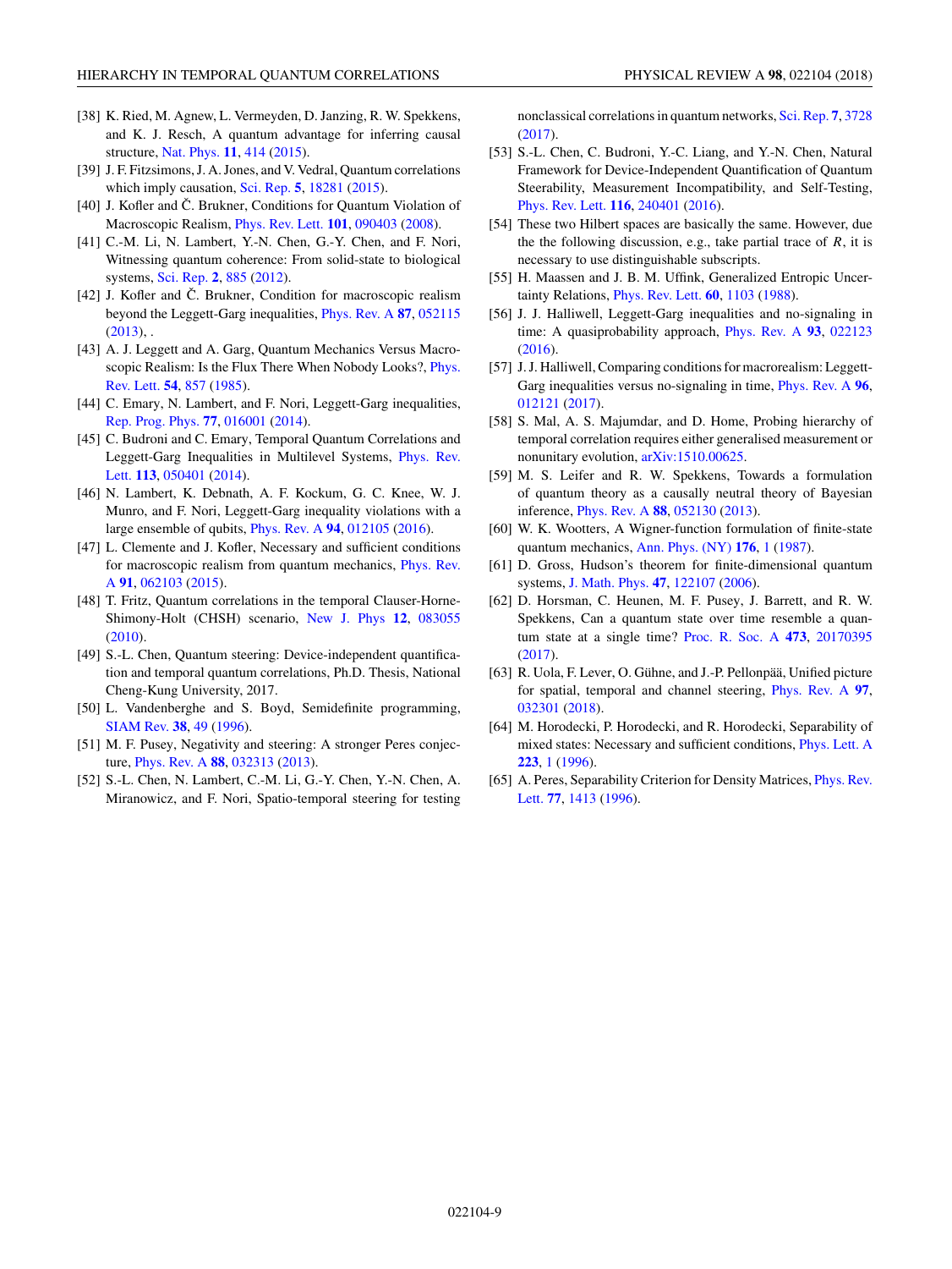[38] K. Ried, M. Agnew, L. Vermeyden, D. Janzing, R. W. Spekkens, and K. J. Resch, A quantum advantage for inferring causal structure, Nat. Phys. **11**, 414 (2015).

[39] J. F. Fitzsimons, J. A. Jones, and V. Vedral, Quantum correlations which imply causation, Sci. Rep. **5**, 18281 (2015).

[40] J. Kofler and Č. Brukner, Conditions for Quantum Violation of Macroscopic Realism, Phys. Rev. Lett. **101**, 090403 (2008).

[41] C.-M. Li, N. Lambert, Y.-N. Chen, G.-Y. Chen, and F. Nori, Witnessing quantum coherence: From solid-state to biological systems, Sci. Rep. **2**, 885 (2012).

[42] J. Kofler and Č. Brukner, Condition for macroscopic realism beyond the Leggett-Garg inequalities, Phys. Rev. A **87**, 052115 (2013), .

[43] A. J. Leggett and A. Garg, Quantum Mechanics Versus Macroscopic Realism: Is the Flux There When Nobody Looks?, Phys. Rev. Lett. **54**, 857 (1985).

[44] C. Emary, N. Lambert, and F. Nori, Leggett-Garg inequalities, Rep. Prog. Phys. **77**, 016001 (2014).

[45] C. Budroni and C. Emary, Temporal Quantum Correlations and Leggett-Garg Inequalities in Multilevel Systems, Phys. Rev. Lett. **113**, 050401 (2014).

[46] N. Lambert, K. Debnath, A. F. Kockum, G. C. Knee, W. J. Munro, and F. Nori, Leggett-Garg inequality violations with a large ensemble of qubits, Phys. Rev. A **94**, 012105 (2016).

[47] L. Clemente and J. Kofler, Necessary and sufficient conditions for macroscopic realism from quantum mechanics, Phys. Rev. A **91**, 062103 (2015).

[48] T. Fritz, Quantum correlations in the temporal Clauser-Horne-Shimony-Holt (CHSH) scenario, New J. Phys **12**, 083055 (2010).

[49] S.-L. Chen, Quantum steering: Device-independent quantification and temporal quantum correlations, Ph.D. Thesis, National Cheng-Kung University, 2017.

[50] L. Vandenberghe and S. Boyd, Semidefinite programming, SIAM Rev. **38**, 49 (1996).

[51] M. F. Pusey, Negativity and steering: A stronger Peres conjecture, Phys. Rev. A **88**, 032313 (2013).

[52] S.-L. Chen, N. Lambert, C.-M. Li, G.-Y. Chen, Y.-N. Chen, A. Miranowicz, and F. Nori, Spatio-temporal steering for testing nonclassical correlations in quantum networks, Sci. Rep. **7**, 3728 (2017).

[53] S.-L. Chen, C. Budroni, Y.-C. Liang, and Y.-N. Chen, Natural Framework for Device-Independent Quantification of Quantum Steerability, Measurement Incompatibility, and Self-Testing, Phys. Rev. Lett. **116**, 240401 (2016).

[54] These two Hilbert spaces are basically the same. However, due the the following discussion, e.g., take partial trace of $R$, it is necessary to use distinguishable subscripts.

[55] H. Maassen and J. B. M. Uffink, Generalized Entropic Uncertainty Relations, Phys. Rev. Lett. **60**, 1103 (1988).

[56] J. J. Halliwell, Leggett-Garg inequalities and no-signaling in time: A quasiprobability approach, Phys. Rev. A **93**, 022123 (2016).

[57] J. J. Halliwell, Comparing conditions for macrorealism: Leggett-Garg inequalities versus no-signaling in time, Phys. Rev. A **96**, 012121 (2017).

[58] S. Mal, A. S. Majumdar, and D. Home, Probing hierarchy of temporal correlation requires either generalised measurement or nonunitary evolution, arXiv:1510.00625.

[59] M. S. Leifer and R. W. Spekkens, Towards a formulation of quantum theory as a causally neutral theory of Bayesian inference, Phys. Rev. A **88**, 052130 (2013).

[60] W. K. Wootters, A Wigner-function formulation of finite-state quantum mechanics, Ann. Phys. (NY) **176**, 1 (1987).

[61] D. Gross, Hudson's theorem for finite-dimensional quantum systems, J. Math. Phys. **47**, 122107 (2006).

[62] D. Horsman, C. Heunen, M. F. Pusey, J. Barrett, and R. W. Spekkens, Can a quantum state over time resemble a quantum state at a single time? Proc. R. Soc. A **473**, 20170395 (2017).

[63] R. Uola, F. Lever, O. Gühne, and J.-P. Pellonpää, Unified picture for spatial, temporal and channel steering, Phys. Rev. A **97**, 032301 (2018).

[64] M. Horodecki, P. Horodecki, and R. Horodecki, Separability of mixed states: Necessary and sufficient conditions, Phys. Lett. A **223**, 1 (1996).

[65] A. Peres, Separability Criterion for Density Matrices, Phys. Rev. Lett. **77**, 1413 (1996).